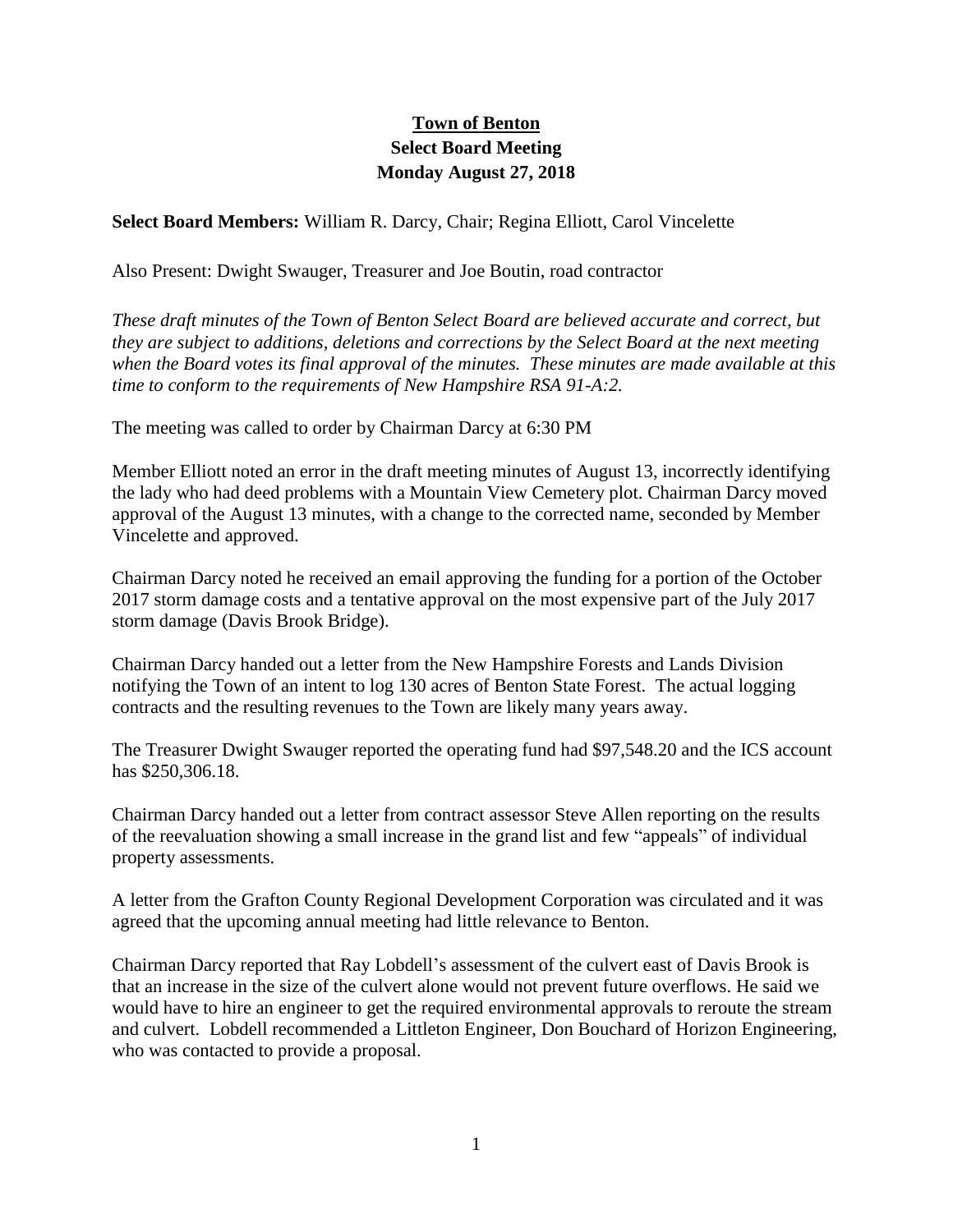# Town of Benton
## Select Board Meeting
## Monday August 27, 2018

**Select Board Members:** William R. Darcy, Chair; Regina Elliott, Carol Vincelette

Also Present: Dwight Swauger, Treasurer and Joe Boutin, road contractor

*These draft minutes of the Town of Benton Select Board are believed accurate and correct, but they are subject to additions, deletions and corrections by the Select Board at the next meeting when the Board votes its final approval of the minutes. These minutes are made available at this time to conform to the requirements of New Hampshire RSA 91-A:2.*

The meeting was called to order by Chairman Darcy at 6:30 PM

Member Elliott noted an error in the draft meeting minutes of August 13, incorrectly identifying the lady who had deed problems with a Mountain View Cemetery plot. Chairman Darcy moved approval of the August 13 minutes, with a change to the corrected name, seconded by Member Vincelette and approved.

Chairman Darcy noted he received an email approving the funding for a portion of the October 2017 storm damage costs and a tentative approval on the most expensive part of the July 2017 storm damage (Davis Brook Bridge).

Chairman Darcy handed out a letter from the New Hampshire Forests and Lands Division notifying the Town of an intent to log 130 acres of Benton State Forest. The actual logging contracts and the resulting revenues to the Town are likely many years away.

The Treasurer Dwight Swauger reported the operating fund had $97,548.20 and the ICS account has $250,306.18.

Chairman Darcy handed out a letter from contract assessor Steve Allen reporting on the results of the reevaluation showing a small increase in the grand list and few "appeals" of individual property assessments.

A letter from the Grafton County Regional Development Corporation was circulated and it was agreed that the upcoming annual meeting had little relevance to Benton.

Chairman Darcy reported that Ray Lobdell's assessment of the culvert east of Davis Brook is that an increase in the size of the culvert alone would not prevent future overflows. He said we would have to hire an engineer to get the required environmental approvals to reroute the stream and culvert. Lobdell recommended a Littleton Engineer, Don Bouchard of Horizon Engineering, who was contacted to provide a proposal.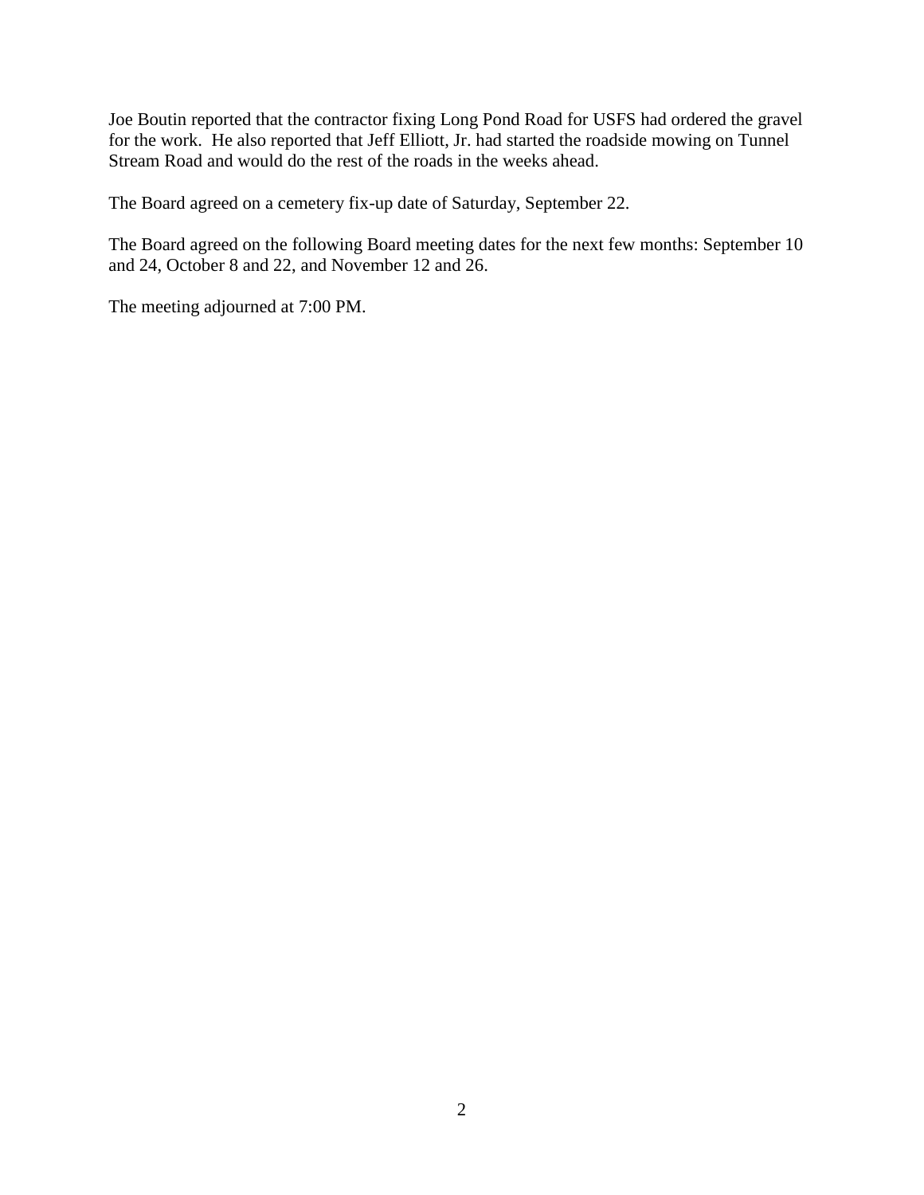Joe Boutin reported that the contractor fixing Long Pond Road for USFS had ordered the gravel for the work. He also reported that Jeff Elliott, Jr. had started the roadside mowing on Tunnel Stream Road and would do the rest of the roads in the weeks ahead.

The Board agreed on a cemetery fix-up date of Saturday, September 22.

The Board agreed on the following Board meeting dates for the next few months: September 10 and 24, October 8 and 22, and November 12 and 26.

The meeting adjourned at 7:00 PM.